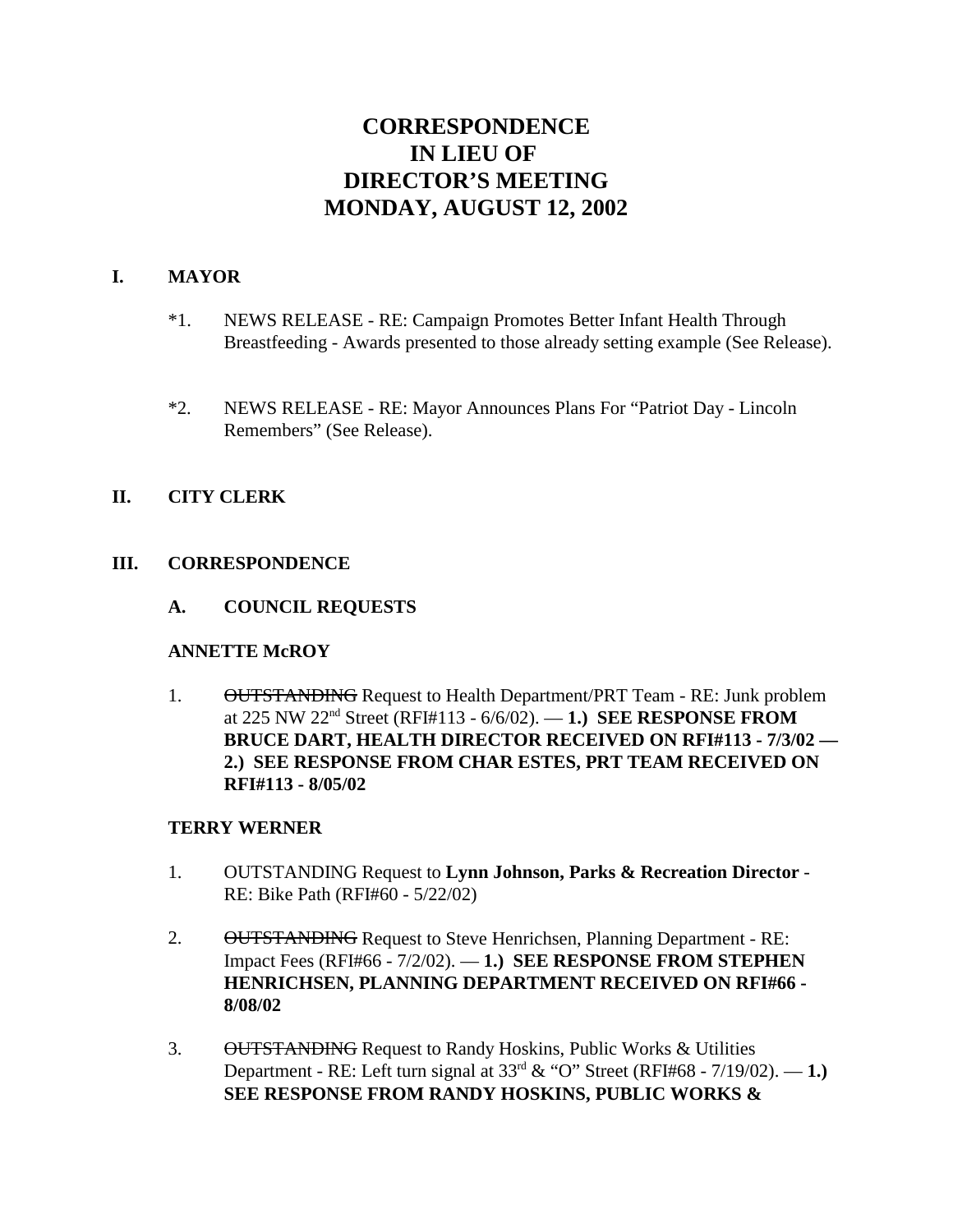# CORRESPONDENCE
# IN LIEU OF
# DIRECTOR'S MEETING
# MONDAY, AUGUST 12, 2002

## I. MAYOR

*1. NEWS RELEASE - RE: Campaign Promotes Better Infant Health Through Breastfeeding - Awards presented to those already setting example (See Release).

*2. NEWS RELEASE - RE: Mayor Announces Plans For "Patriot Day - Lincoln Remembers" (See Release).

## II. CITY CLERK

## III. CORRESPONDENCE

### A. COUNCIL REQUESTS

**ANNETTE McROY**

1. ~~OUTSTANDING~~ Request to Health Department/PRT Team - RE: Junk problem at 225 NW 22nd Street (RFI#113 - 6/6/02). — **1.) SEE RESPONSE FROM BRUCE DART, HEALTH DIRECTOR RECEIVED ON RFI#113 - 7/3/02 — 2.) SEE RESPONSE FROM CHAR ESTES, PRT TEAM RECEIVED ON RFI#113 - 8/05/02**

**TERRY WERNER**

1. OUTSTANDING Request to **Lynn Johnson, Parks & Recreation Director** - RE: Bike Path (RFI#60 - 5/22/02)

2. ~~OUTSTANDING~~ Request to Steve Henrichsen, Planning Department - RE: Impact Fees (RFI#66 - 7/2/02). — **1.) SEE RESPONSE FROM STEPHEN HENRICHSEN, PLANNING DEPARTMENT RECEIVED ON RFI#66 - 8/08/02**

3. ~~OUTSTANDING~~ Request to Randy Hoskins, Public Works & Utilities Department - RE: Left turn signal at 33rd & "O" Street (RFI#68 - 7/19/02). — **1.) SEE RESPONSE FROM RANDY HOSKINS, PUBLIC WORKS &**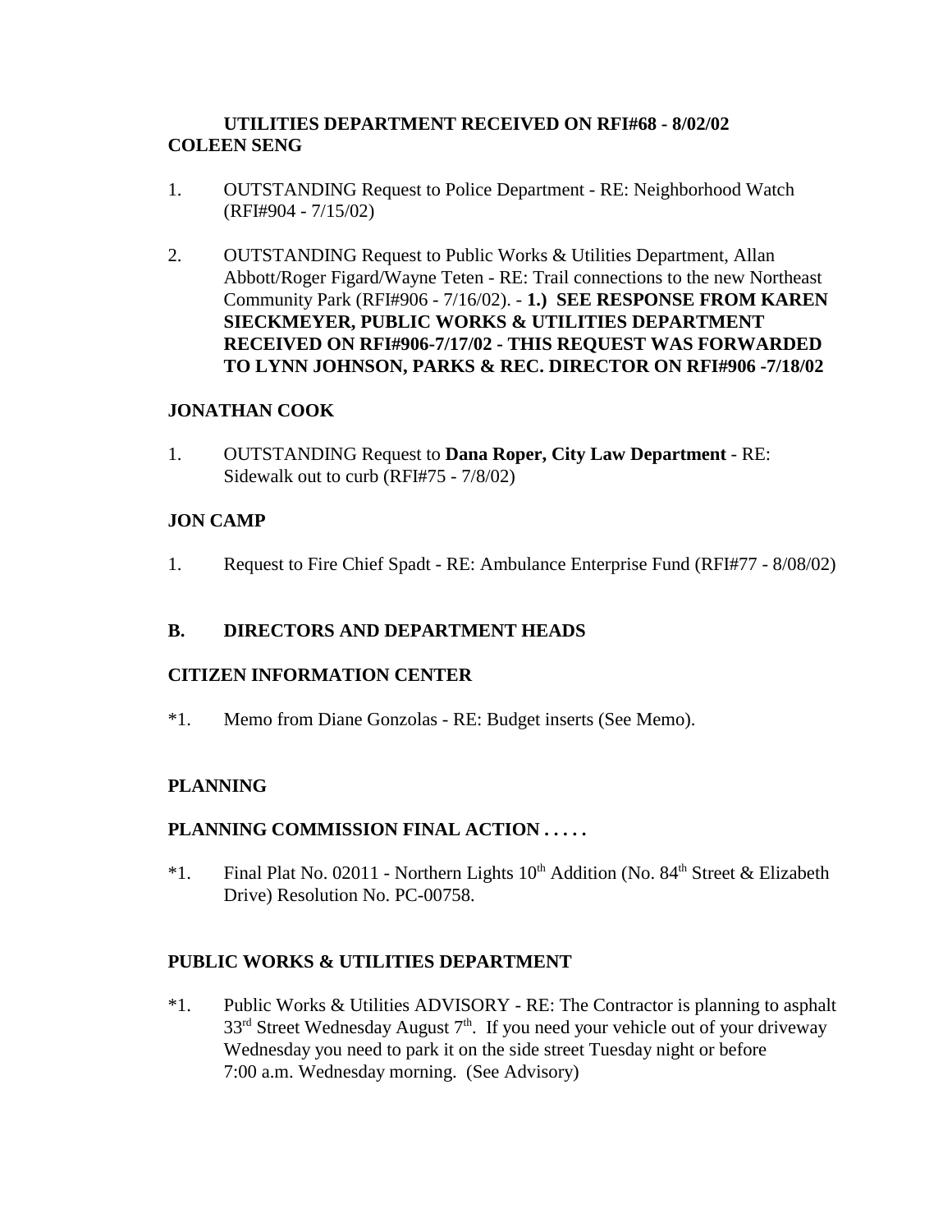**UTILITIES DEPARTMENT RECEIVED ON RFI#68 - 8/02/02**

**COLEEN SENG**

1. OUTSTANDING Request to Police Department - RE: Neighborhood Watch (RFI#904 - 7/15/02)

2. OUTSTANDING Request to Public Works & Utilities Department, Allan Abbott/Roger Figard/Wayne Teten - RE: Trail connections to the new Northeast Community Park (RFI#906 - 7/16/02). - **1.) SEE RESPONSE FROM KAREN SIECKMEYER, PUBLIC WORKS & UTILITIES DEPARTMENT RECEIVED ON RFI#906-7/17/02 - THIS REQUEST WAS FORWARDED TO LYNN JOHNSON, PARKS & REC. DIRECTOR ON RFI#906 -7/18/02**

**JONATHAN COOK**

1. OUTSTANDING Request to **Dana Roper, City Law Department** - RE: Sidewalk out to curb (RFI#75 - 7/8/02)

**JON CAMP**

1. Request to Fire Chief Spadt - RE: Ambulance Enterprise Fund (RFI#77 - 8/08/02)

**B. DIRECTORS AND DEPARTMENT HEADS**

**CITIZEN INFORMATION CENTER**

*1. Memo from Diane Gonzolas - RE: Budget inserts (See Memo).

**PLANNING**

**PLANNING COMMISSION FINAL ACTION . . . . .**

*1. Final Plat No. 02011 - Northern Lights 10th Addition (No. 84th Street & Elizabeth Drive) Resolution No. PC-00758.

**PUBLIC WORKS & UTILITIES DEPARTMENT**

*1. Public Works & Utilities ADVISORY - RE: The Contractor is planning to asphalt 33rd Street Wednesday August 7th. If you need your vehicle out of your driveway Wednesday you need to park it on the side street Tuesday night or before 7:00 a.m. Wednesday morning. (See Advisory)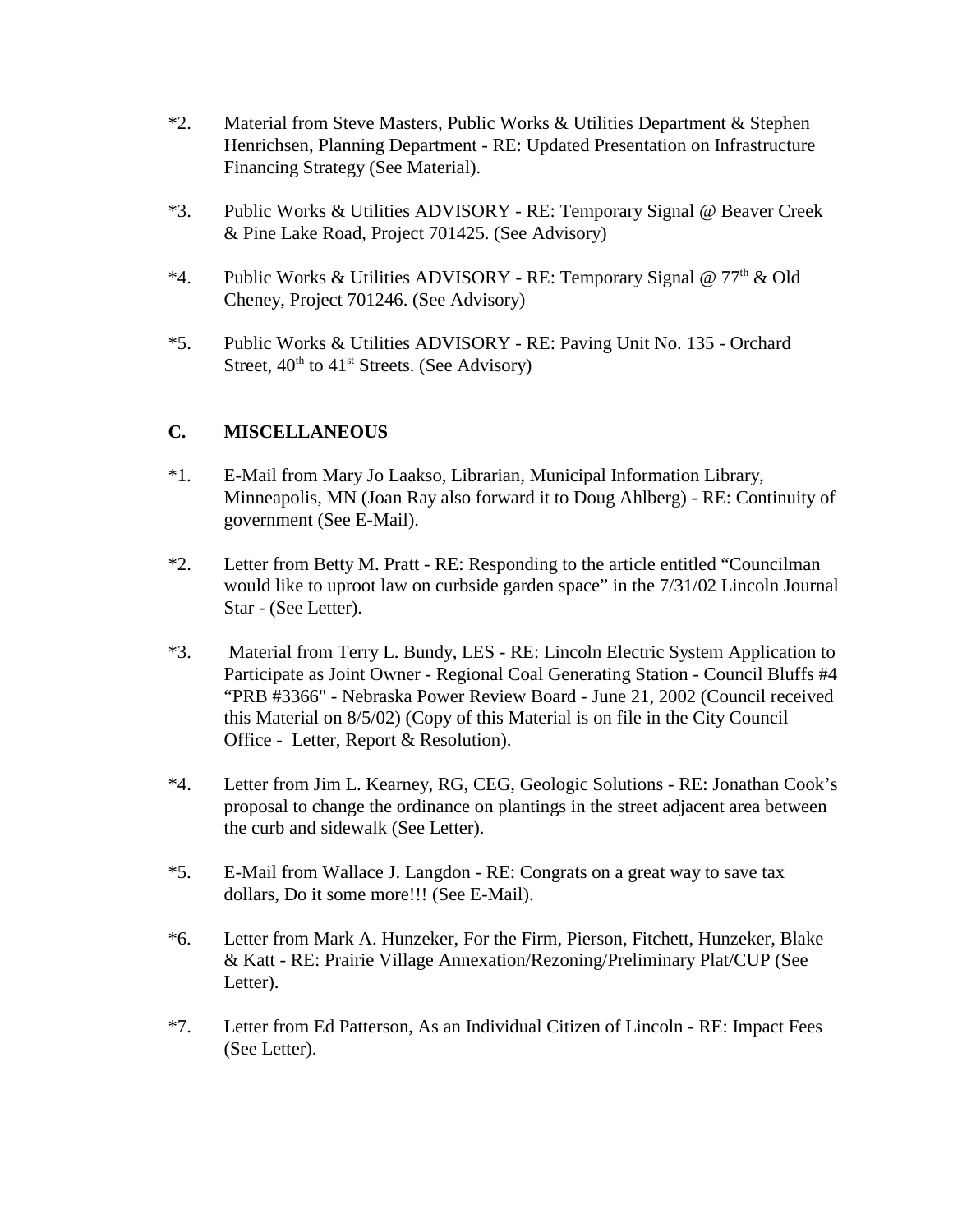*2. Material from Steve Masters, Public Works & Utilities Department & Stephen Henrichsen, Planning Department - RE: Updated Presentation on Infrastructure Financing Strategy (See Material).

*3. Public Works & Utilities ADVISORY - RE: Temporary Signal @ Beaver Creek & Pine Lake Road, Project 701425. (See Advisory)

*4. Public Works & Utilities ADVISORY - RE: Temporary Signal @ 77th & Old Cheney, Project 701246. (See Advisory)

*5. Public Works & Utilities ADVISORY - RE: Paving Unit No. 135 - Orchard Street, 40th to 41st Streets. (See Advisory)

## C. MISCELLANEOUS

*1. E-Mail from Mary Jo Laakso, Librarian, Municipal Information Library, Minneapolis, MN (Joan Ray also forward it to Doug Ahlberg) - RE: Continuity of government (See E-Mail).

*2. Letter from Betty M. Pratt - RE: Responding to the article entitled "Councilman would like to uproot law on curbside garden space" in the 7/31/02 Lincoln Journal Star - (See Letter).

*3. Material from Terry L. Bundy, LES - RE: Lincoln Electric System Application to Participate as Joint Owner - Regional Coal Generating Station - Council Bluffs #4 "PRB #3366" - Nebraska Power Review Board - June 21, 2002 (Council received this Material on 8/5/02) (Copy of this Material is on file in the City Council Office - Letter, Report & Resolution).

*4. Letter from Jim L. Kearney, RG, CEG, Geologic Solutions - RE: Jonathan Cook's proposal to change the ordinance on plantings in the street adjacent area between the curb and sidewalk (See Letter).

*5. E-Mail from Wallace J. Langdon - RE: Congrats on a great way to save tax dollars, Do it some more!!! (See E-Mail).

*6. Letter from Mark A. Hunzeker, For the Firm, Pierson, Fitchett, Hunzeker, Blake & Katt - RE: Prairie Village Annexation/Rezoning/Preliminary Plat/CUP (See Letter).

*7. Letter from Ed Patterson, As an Individual Citizen of Lincoln - RE: Impact Fees (See Letter).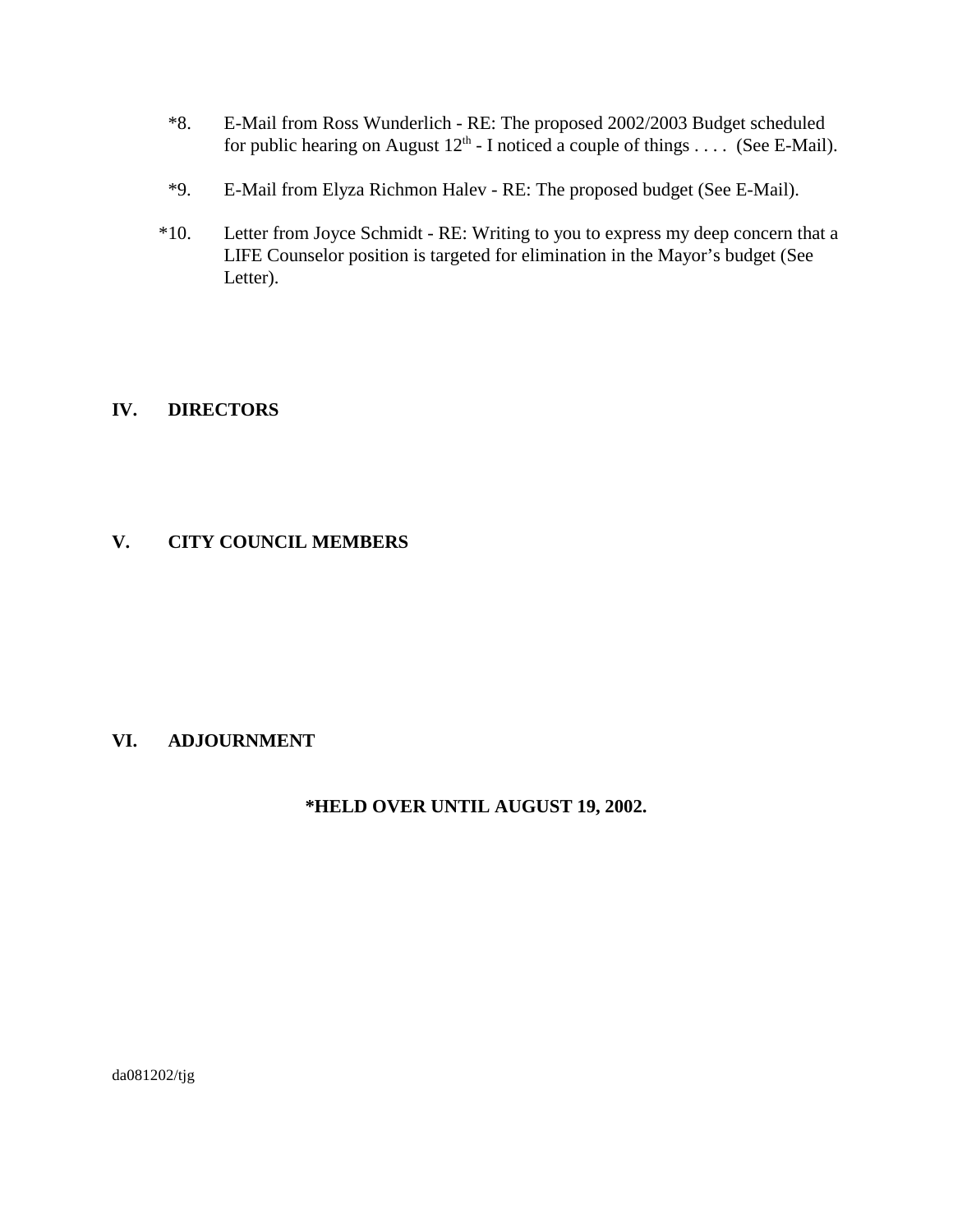*8. E-Mail from Ross Wunderlich - RE: The proposed 2002/2003 Budget scheduled for public hearing on August 12th - I noticed a couple of things . . . . (See E-Mail).

*9. E-Mail from Elyza Richmon Halev - RE: The proposed budget (See E-Mail).

*10. Letter from Joyce Schmidt - RE: Writing to you to express my deep concern that a LIFE Counselor position is targeted for elimination in the Mayor's budget (See Letter).

## IV. DIRECTORS

## V. CITY COUNCIL MEMBERS

## VI. ADJOURNMENT

**\*HELD OVER UNTIL AUGUST 19, 2002.**

da081202/tjg